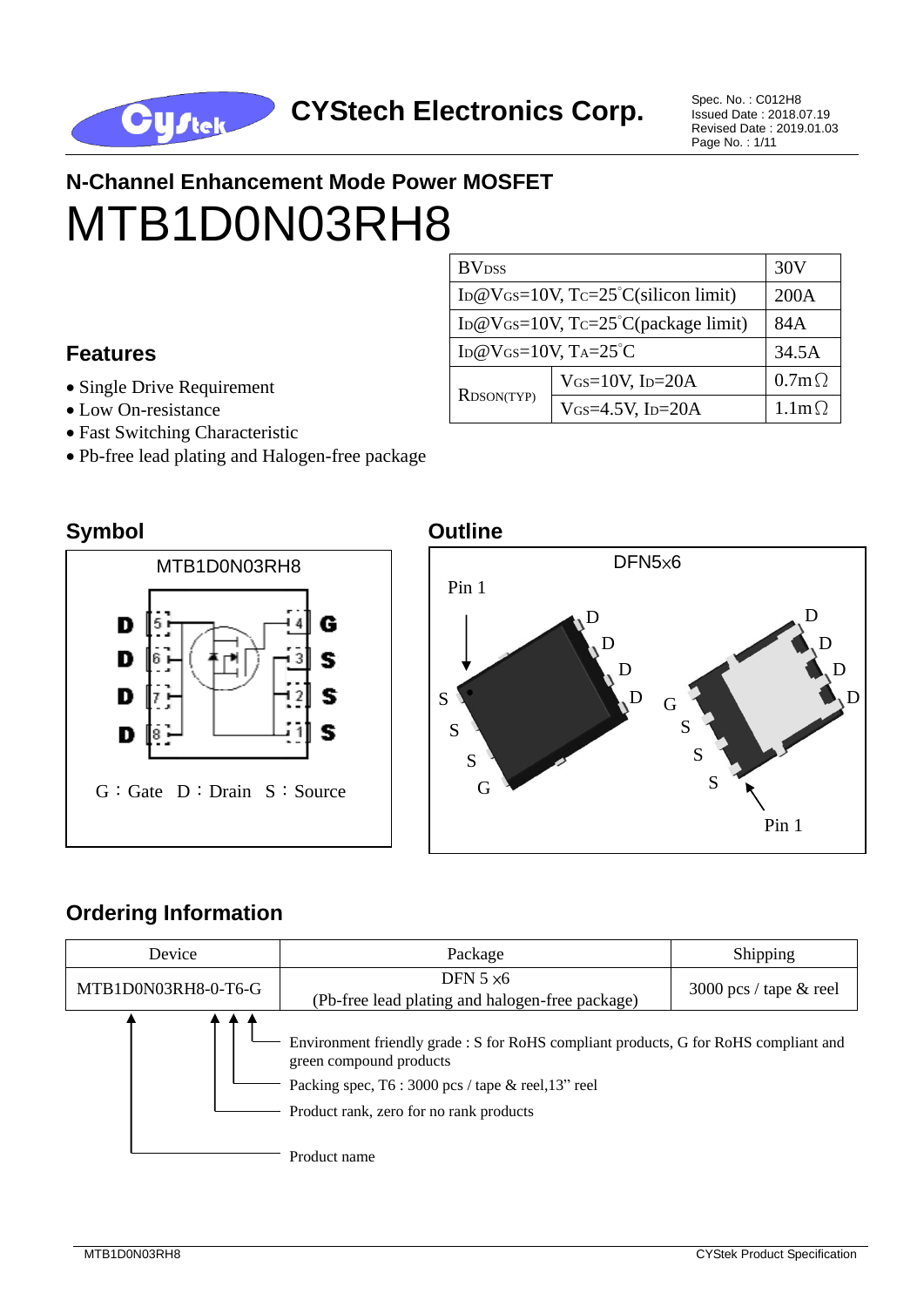**CYStech Electronics Corp.**

Spec. No. : C012H8
Issued Date : 2018.07.19
Revised Date : 2019.01.03

## N-Channel Enhancement Mode Power MOSFET

# MTB1D0N03RH8

| | | |
|---|---|---|
| $BV_{DSS}$ | | 30V |
| $I_D$@$V_{GS}$=10V, $T_C$=25°C(silicon limit) | | 200A |
| $I_D$@$V_{GS}$=10V, $T_C$=25°C(package limit) | | 84A |
| $I_D$@$V_{GS}$=10V, $T_A$=25°C | | 34.5A |
| $R_{DSON(TYP)}$ | $V_{GS}$=10V, $I_D$=20A | 0.7mΩ |
| | $V_{GS}$=4.5V, $I_D$=20A | 1.1mΩ |

### Features

- Single Drive Requirement
- Low On-resistance
- Fast Switching Characteristic
- Pb-free lead plating and Halogen-free package

### Symbol

MTB1D0N03RH8

D 5, D 6, D 7, D 8; G 4, S 3, S 2, S 1

G：Gate D：Drain S：Source

### Outline

DFN5x6

### Ordering Information

| Device | Package | Shipping |
|---|---|---|
| MTB1D0N03RH8-0-T6-G | DFN 5 x6<br>(Pb-free lead plating and halogen-free package) | 3000 pcs / tape & reel |

- Environment friendly grade : S for RoHS compliant products, G for RoHS compliant and green compound products
- Packing spec, T6 : 3000 pcs / tape & reel,13" reel
- Product rank, zero for no rank products
- Product name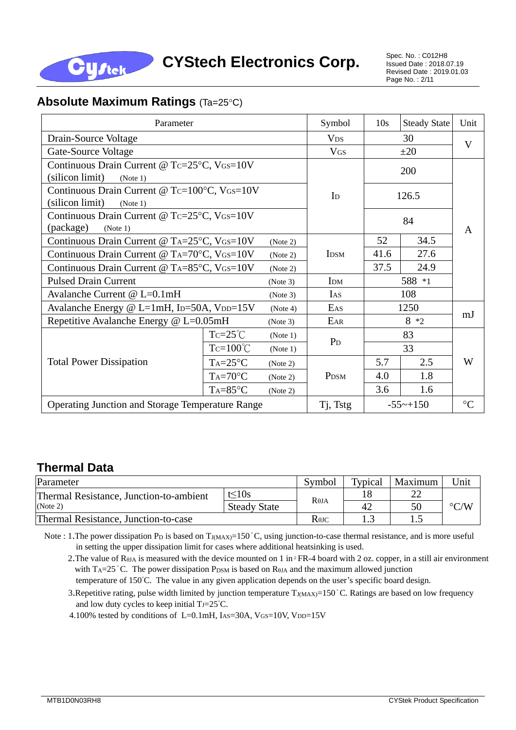## Absolute Maximum Ratings (Ta=25°C)

| Parameter | | | Symbol | 10s | Steady State | Unit |
|---|---|---|---|---|---|---|
| Drain-Source Voltage | | | $V_{DS}$ | 30 | | V |
| Gate-Source Voltage | | | $V_{GS}$ | ±20 | | V |
| Continuous Drain Current @ $T_C$=25°C, $V_{GS}$=10V (silicon limit) (Note 1) | | | $I_D$ | 200 | | A |
| Continuous Drain Current @ $T_C$=100°C, $V_{GS}$=10V (silicon limit) (Note 1) | | | $I_D$ | 126.5 | | A |
| Continuous Drain Current @ $T_C$=25°C, $V_{GS}$=10V (package) (Note 1) | | | $I_D$ | 84 | | A |
| Continuous Drain Current @ $T_A$=25°C, $V_{GS}$=10V | | (Note 2) | $I_{DSM}$ | 52 | 34.5 | A |
| Continuous Drain Current @ $T_A$=70°C, $V_{GS}$=10V | | (Note 2) | $I_{DSM}$ | 41.6 | 27.6 | A |
| Continuous Drain Current @ $T_A$=85°C, $V_{GS}$=10V | | (Note 2) | $I_{DSM}$ | 37.5 | 24.9 | A |
| Pulsed Drain Current | | (Note 3) | $I_{DM}$ | 588 *1 | | A |
| Avalanche Current @ L=0.1mH | | (Note 3) | $I_{AS}$ | 108 | | A |
| Avalanche Energy @ L=1mH, $I_D$=50A, $V_{DD}$=15V | | (Note 4) | $E_{AS}$ | 1250 | | mJ |
| Repetitive Avalanche Energy @ L=0.05mH | | (Note 3) | $E_{AR}$ | 8 *2 | | mJ |
| Total Power Dissipation | $T_C$=25℃ | (Note 1) | $P_D$ | 83 | | W |
| | $T_C$=100℃ | (Note 1) | $P_D$ | 33 | | W |
| | $T_A$=25°C | (Note 2) | $P_{DSM}$ | 5.7 | 2.5 | W |
| | $T_A$=70°C | (Note 2) | $P_{DSM}$ | 4.0 | 1.8 | W |
| | $T_A$=85°C | (Note 2) | $P_{DSM}$ | 3.6 | 1.6 | W |
| Operating Junction and Storage Temperature Range | | | Tj, Tstg | -55~+150 | | °C |

## Thermal Data

| Parameter | | Symbol | Typical | Maximum | Unit |
|---|---|---|---|---|---|
| Thermal Resistance, Junction-to-ambient (Note 2) | t≤10s | $R_{θJA}$ | 18 | 22 | °C/W |
| | Steady State | $R_{θJA}$ | 42 | 50 | °C/W |
| Thermal Resistance, Junction-to-case | | $R_{θJC}$ | 1.3 | 1.5 | °C/W |

Note : 1.The power dissipation $P_D$ is based on $T_{J(MAX)}$=150˚C, using junction-to-case thermal resistance, and is more useful in setting the upper dissipation limit for cases where additional heatsinking is used.

2.The value of $R_{θJA}$ is measured with the device mounted on 1 in² FR-4 board with 2 oz. copper, in a still air environment with $T_A$=25˚C. The power dissipation $P_{DSM}$ is based on $R_{θJA}$ and the maximum allowed junction temperature of 150˚C. The value in any given application depends on the user's specific board design.

3.Repetitive rating, pulse width limited by junction temperature $T_{J(MAX)}$=150˚C. Ratings are based on low frequency and low duty cycles to keep initial $T_J$=25˚C.

4.100% tested by conditions of L=0.1mH, $I_{AS}$=30A, $V_{GS}$=10V, $V_{DD}$=15V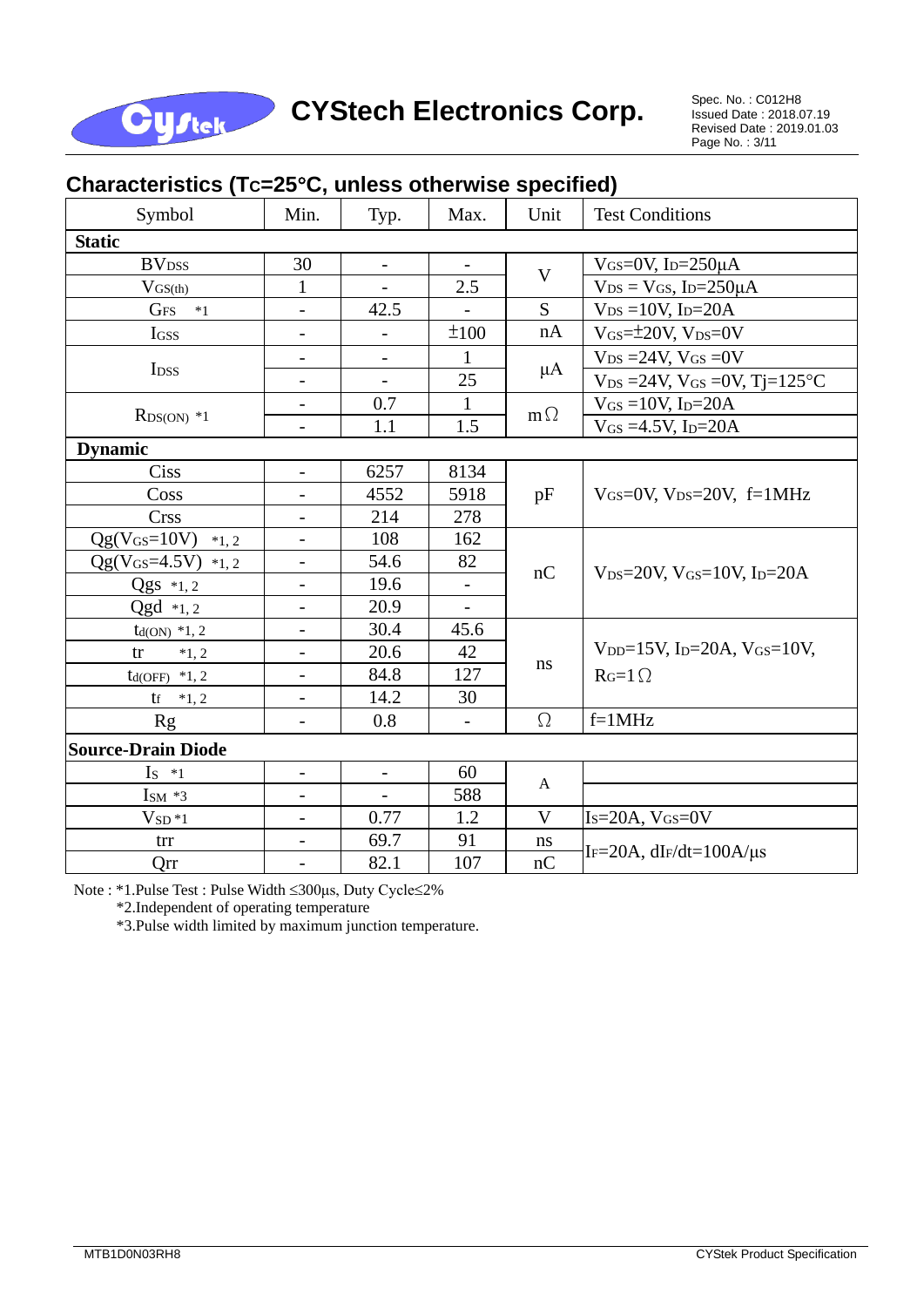## Characteristics ($T_C$=25°C, unless otherwise specified)

| Symbol | Min. | Typ. | Max. | Unit | Test Conditions |
|---|---|---|---|---|---|
| **Static** | | | | | |
| $BV_{DSS}$ | 30 | - | - | V | $V_{GS}$=0V, $I_D$=250μA |
| $V_{GS(th)}$ | 1 | - | 2.5 | V | $V_{DS}$ = $V_{GS}$, $I_D$=250μA |
| $G_{FS}$ *1 | - | 42.5 | - | S | $V_{DS}$ =10V, $I_D$=20A |
| $I_{GSS}$ | - | - | ±100 | nA | $V_{GS}$=±20V, $V_{DS}$=0V |
| $I_{DSS}$ | - | - | 1 | μA | $V_{DS}$ =24V, $V_{GS}$ =0V |
| | - | - | 25 | | $V_{DS}$ =24V, $V_{GS}$ =0V, Tj=125°C |
| $R_{DS(ON)}$ *1 | - | 0.7 | 1 | mΩ | $V_{GS}$ =10V, $I_D$=20A |
| | - | 1.1 | 1.5 | | $V_{GS}$ =4.5V, $I_D$=20A |
| **Dynamic** | | | | | |
| Ciss | - | 6257 | 8134 | pF | $V_{GS}$=0V, $V_{DS}$=20V, f=1MHz |
| Coss | - | 4552 | 5918 | | |
| Crss | - | 214 | 278 | | |
| Qg($V_{GS}$=10V) *1, 2 | - | 108 | 162 | nC | $V_{DS}$=20V, $V_{GS}$=10V, $I_D$=20A |
| Qg($V_{GS}$=4.5V) *1, 2 | - | 54.6 | 82 | | |
| Qgs *1, 2 | - | 19.6 | - | | |
| Qgd *1, 2 | - | 20.9 | - | | |
| $t_{d(ON)}$ *1, 2 | - | 30.4 | 45.6 | ns | $V_{DD}$=15V, $I_D$=20A, $V_{GS}$=10V, $R_G$=1Ω |
| tr *1, 2 | - | 20.6 | 42 | | |
| $t_{d(OFF)}$ *1, 2 | - | 84.8 | 127 | | |
| tf *1, 2 | - | 14.2 | 30 | | |
| Rg | - | 0.8 | - | Ω | f=1MHz |
| **Source-Drain Diode** | | | | | |
| $I_S$ *1 | - | - | 60 | A | |
| $I_{SM}$ *3 | - | - | 588 | | |
| $V_{SD}$ *1 | - | 0.77 | 1.2 | V | $I_S$=20A, $V_{GS}$=0V |
| trr | - | 69.7 | 91 | ns | $I_F$=20A, $dI_F/dt$=100A/μs |
| Qrr | - | 82.1 | 107 | nC | |

Note : *1.Pulse Test : Pulse Width ≤300μs, Duty Cycle≤2%

*2.Independent of operating temperature

*3.Pulse width limited by maximum junction temperature.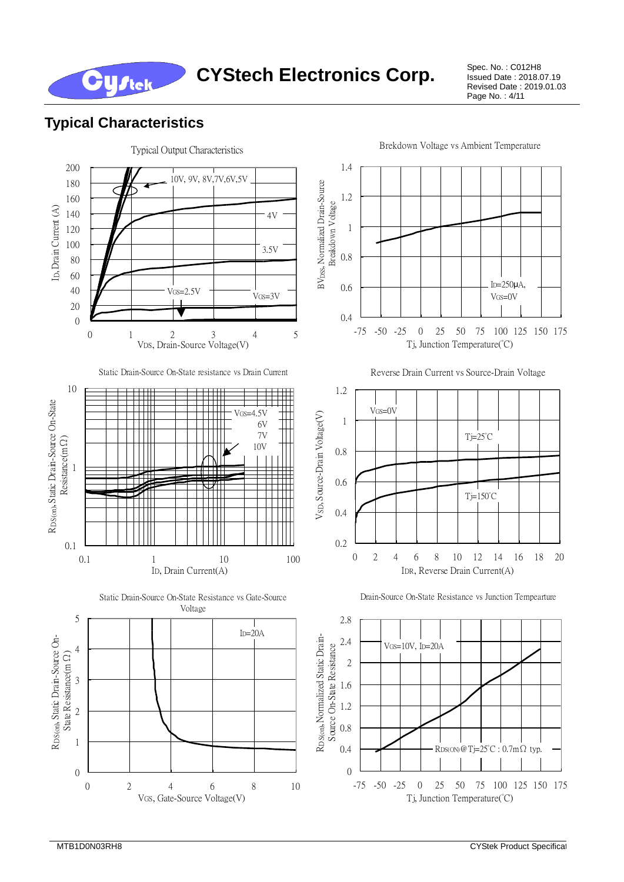## Typical Characteristics

Typical Output Characteristics

10V, 9V, 8V,7V,6V,5V

4V

3.5V

$V_{GS}$=2.5V

$V_{GS}$=3V

$I_D$, Drain Current (A)

$V_{DS}$, Drain-Source Voltage(V)

Brekdown Voltage vs Ambient Temperature

$BV_{DSS}$, Normalized Drain-Source Breakdown Voltage

$I_D$=250μA, $V_{GS}$=0V

Tj, Junction Temperature(°C)

Static Drain-Source On-State resistance vs Drain Current

$V_{GS}$=4.5V
6V
7V
10V

$R_{DS(on)}$, Static Drain-Source On-State Resistance(mΩ)

$I_D$, Drain Current(A)

Reverse Drain Current vs Source-Drain Voltage

$V_{GS}$=0V

Tj=25°C

Tj=150°C

$V_{SD}$, Source-Drain Voltage(V)

$I_{DR}$, Reverse Drain Current(A)

Static Drain-Source On-State Resistance vs Gate-Source Voltage

$I_D$=20A

$R_{DS(on)}$, Static Drain-Source On-State Resistance(mΩ)

$V_{GS}$, Gate-Source Voltage(V)

Drain-Source On-State Resistance vs Junction Tempearture

$V_{GS}$=10V, $I_D$=20A

$R_{DS(ON)}$@Tj=25°C : 0.7mΩ typ.

$R_{DS(on)}$, Normalized Static Drain-Source On-State Resistance

Tj, Junction Temperature(°C)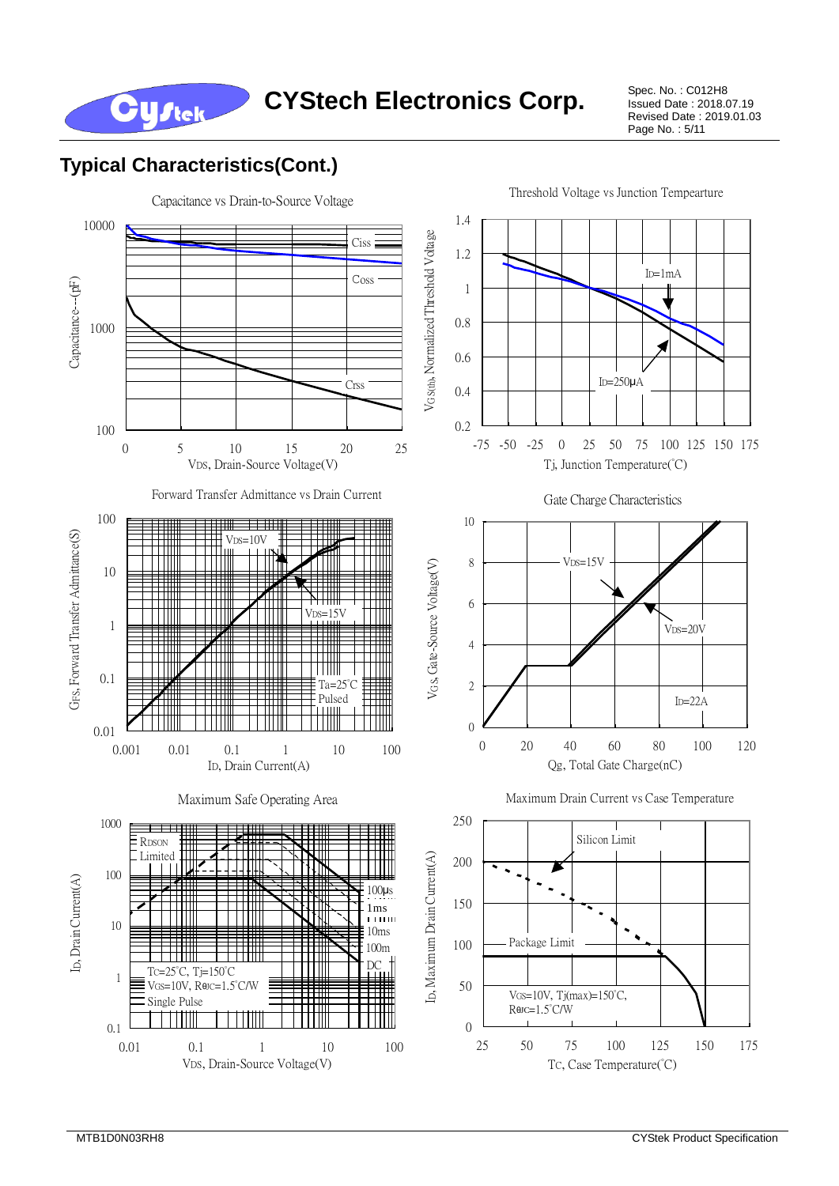## Typical Characteristics(Cont.)

Capacitance vs Drain-to-Source Voltage

Capacitance---(pF)

Ciss

Coss

Crss

$V_{DS}$, Drain-Source Voltage(V)

Threshold Voltage vs Junction Tempearture

$V_{GS(th)}$, Normalized Threshold Voltage

$I_D$=1mA

$I_D$=250μA

Tj, Junction Temperature(°C)

Forward Transfer Admittance vs Drain Current

$G_{FS}$, Forward Transfer Admittance(S)

$V_{DS}$=10V

$V_{DS}$=15V

Ta=25°C
Pulsed

$I_D$, Drain Current(A)

Gate Charge Characteristics

$V_{GS}$, Gate-Source Voltage(V)

$V_{DS}$=15V

$V_{DS}$=20V

$I_D$=22A

Qg, Total Gate Charge(nC)

Maximum Safe Operating Area

$I_D$, Drain Current(A)

$R_{DSON}$ Limited

100μs

1ms

10ms

100m

DC

Tc=25°C, Tj=150°C
$V_{GS}$=10V, $R_{\theta JC}$=1.5°C/W
Single Pulse

$V_{DS}$, Drain-Source Voltage(V)

Maximum Drain Current vs Case Temperature

$I_D$, Maximum Drain Current(A)

Silicon Limit

Package Limit

$V_{GS}$=10V, Tj(max)=150°C,
$R_{\theta JC}$=1.5°C/W

$T_C$, Case Temperature(°C)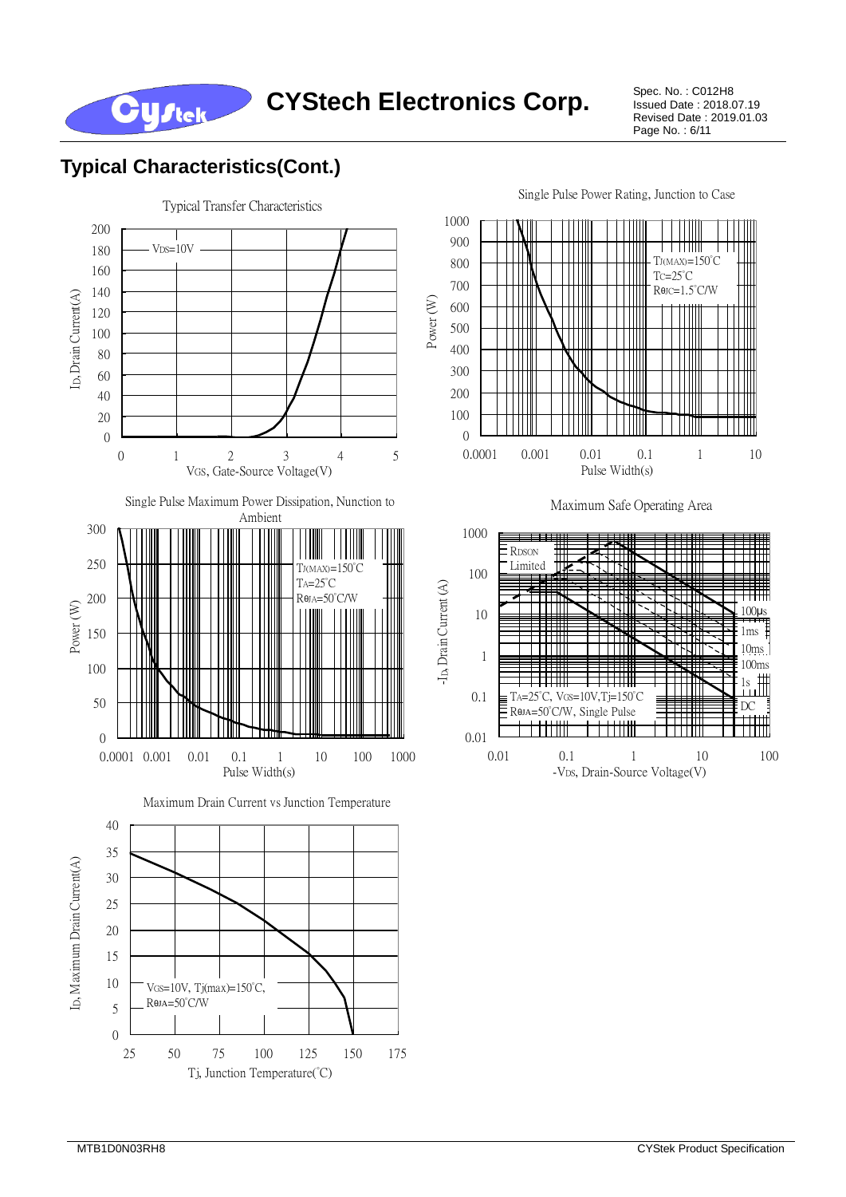## Typical Characteristics(Cont.)

Typical Transfer Characteristics

$V_{DS}$=10V

$I_D$, Drain Current(A)

$V_{GS}$, Gate-Source Voltage(V)

Single Pulse Power Rating, Junction to Case

$T_{J(MAX)}$=150°C
$T_C$=25°C
$R_{\theta JC}$=1.5°C/W

Power (W)

Pulse Width(s)

Single Pulse Maximum Power Dissipation, Nunction to Ambient

$T_{J(MAX)}$=150°C
$T_A$=25°C
$R_{\theta JA}$=50°C/W

Power (W)

Pulse Width(s)

Maximum Safe Operating Area

RDSON Limited

100μs
1ms
10ms
100ms
1s
DC

$T_A$=25°C, $V_{GS}$=10V,$T_j$=150°C
$R_{\theta JA}$=50°C/W, Single Pulse

$-I_D$, Drain Current (A)

$-V_{DS}$, Drain-Source Voltage(V)

Maximum Drain Current vs Junction Temperature

$V_{GS}$=10V, $T_{j(max)}$=150°C,
$R_{\theta JA}$=50°C/W

$I_D$, Maximum Drain Current(A)

$T_j$, Junction Temperature(°C)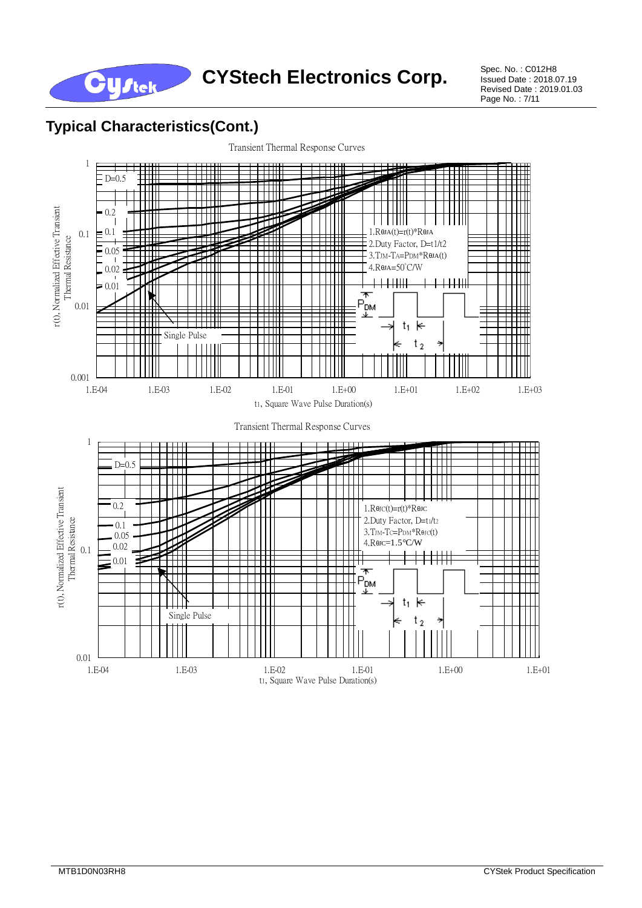## Typical Characteristics(Cont.)

Transient Thermal Response Curves

r(t), Normalized Effective Transient Thermal Resistance

D=0.5
0.2
0.1
0.05
0.02
0.01
Single Pulse

1. $R_{\theta JA}(t)=r(t)*R_{\theta JA}$
2. Duty Factor, $D=t_1/t_2$
3. $T_{JM}-T_A=P_{DM}*R_{\theta JA}(t)$
4. $R_{\theta JA}=50^{\circ}C/W$

$P_{DM}$, $t_1$, $t_2$

1, 0.1, 0.01, 0.001

1.E-04, 1.E-03, 1.E-02, 1.E-01, 1.E+00, 1.E+01, 1.E+02, 1.E+03

$t_1$, Square Wave Pulse Duration(s)

Transient Thermal Response Curves

r(t), Normalized Effective Transient Thermal Resistance

D=0.5
0.2
0.1
0.05
0.02
0.01
Single Pulse

1. $R_{\theta JC}(t)=r(t)*R_{\theta JC}$
2. Duty Factor, $D=t_1/t_2$
3. $T_{JM}-T_C=P_{DM}*R_{\theta JC}(t)$
4. $R_{\theta JC}=1.5^{\circ}C/W$

$P_{DM}$, $t_1$, $t_2$

1, 0.1, 0.01

1.E-04, 1.E-03, 1.E-02, 1.E-01, 1.E+00, 1.E+01

$t_1$, Square Wave Pulse Duration(s)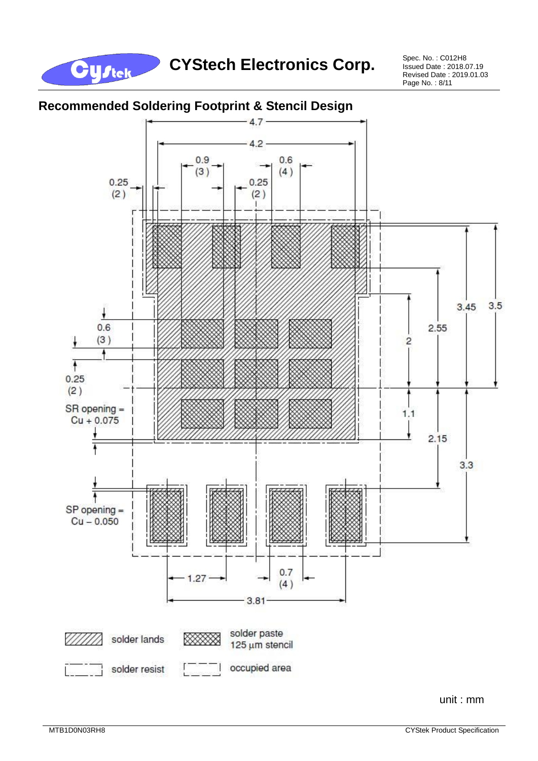## Recommended Soldering Footprint & Stencil Design

4.7

4.2

0.9 (3)

0.6 (4)

0.25 (2)

0.25 (2)

0.6 (3)

0.25 (2)

SR opening = Cu + 0.075

SP opening = Cu − 0.050

3.45

3.5

2.55

2

1.1

2.15

3.3

1.27

0.7 (4)

3.81

solder lands

solder paste 125 µm stencil

solder resist

occupied area

unit : mm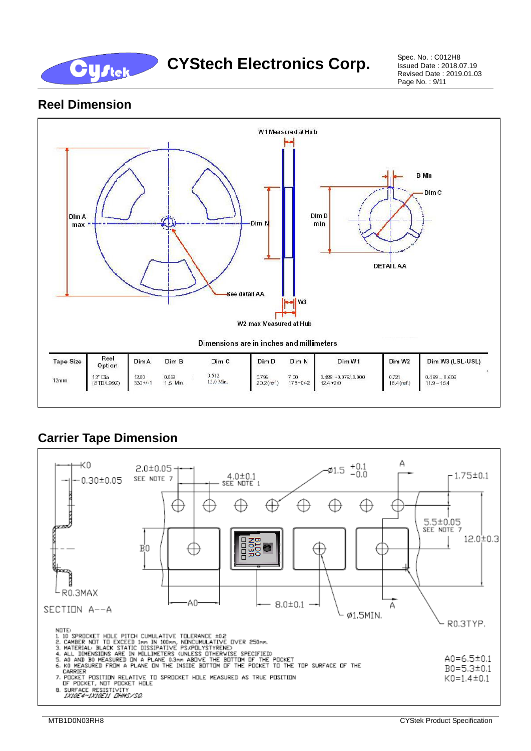## Reel Dimension

Dimensions are in inches and millimeters

| Tape Size | Reel Option | Dim A | Dim B | Dim C | Dim D | Dim N | Dim W1 | Dim W2 | Dim W3 (LSL-USL) |
|---|---|---|---|---|---|---|---|---|---|
| 12mm | 13" Dia (STD/L99Z) | 13.00 330+/-1 | 0.059 1.5 Min. | 0.512 13.0 Min. | 0.795 20.2(ref.) | 7.00 178+0/-2 | 0.488 +0.078/-0.000 12.4 +2/0 | 0.724 18.4(ref.) | 0.469 – 0.606 11.9 – 15.4 |

## Carrier Tape Dimension

NOTE:
1. 10 SPROCKET HOLE PITCH CUMULATIVE TOLERANCE ±0.2
2. CAMBER NOT TO EXCEED 1mm IN 100mm, NONCUMULATIVE OVER 250mm.
3. MATERIAL: BLACK STATIC DISSIPATIVE PS.(POLYSTYRENE)
4. ALL DIMENSIONS ARE IN MILLIMETERS (UNLESS OTHERWISE SPECIFIED)
5. A0 AND B0 MEASURED ON A PLANE 0.3mm ABOVE THE BOTTOM OF THE POCKET
6. K0 MEASURED FROM A PLANE ON THE INSIDE BOTTOM OF THE POCKET TO THE TOP SURFACE OF THE CARRIER
7. POCKET POSITION RELATIVE TO SPROCKET HOLE MEASURED AS TRUE POSITION OF POCKET, NOT POCKET HOLE
8. SURFACE RESISTIVITY
   *1X10E4~1X10E11 OHMS/SQ.*

A0=6.5±0.1
B0=5.3±0.1
K0=1.4±0.1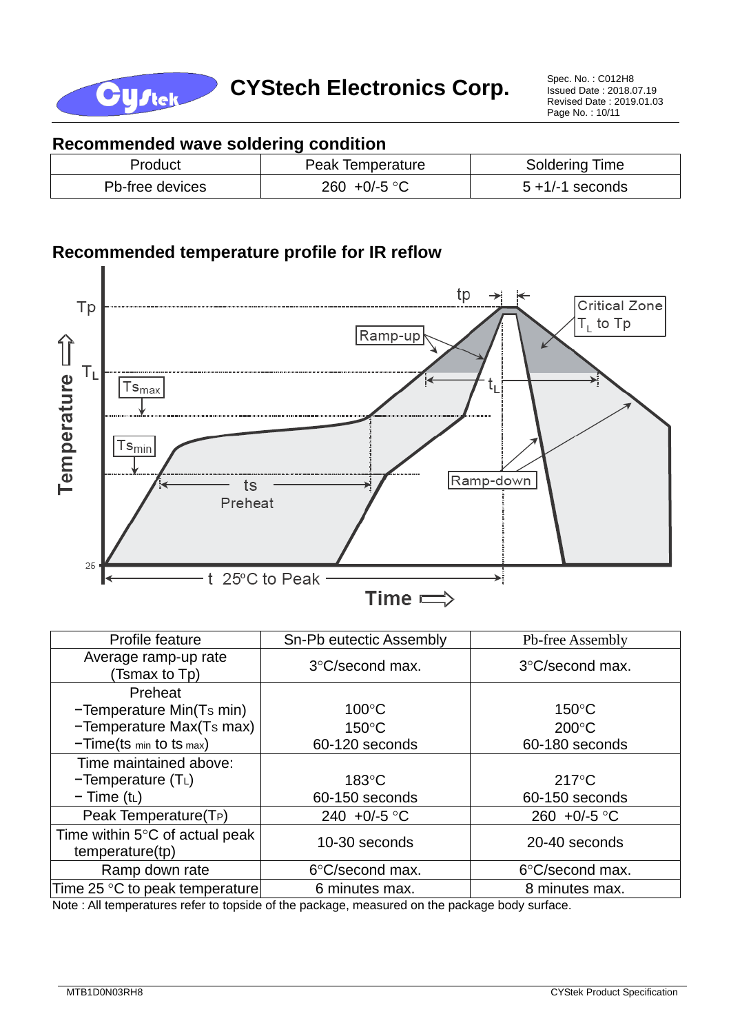## Recommended wave soldering condition

| Product | Peak Temperature | Soldering Time |
|---|---|---|
| Pb-free devices | 260 +0/-5 °C | 5 +1/-1 seconds |

## Recommended temperature profile for IR reflow

| Profile feature | Sn-Pb eutectic Assembly | Pb-free Assembly |
|---|---|---|
| Average ramp-up rate (Tsmax to Tp) | 3°C/second max. | 3°C/second max. |
| Preheat<br>−Temperature Min($T_S$ min)<br>−Temperature Max($T_S$ max)<br>−Time($t_{s\ min}$ to $t_{s\ max}$) | 100°C<br>150°C<br>60-120 seconds | 150°C<br>200°C<br>60-180 seconds |
| Time maintained above:<br>−Temperature ($T_L$)<br>− Time ($t_L$) | 183°C<br>60-150 seconds | 217°C<br>60-150 seconds |
| Peak Temperature($T_P$) | 240 +0/-5 °C | 260 +0/-5 °C |
| Time within 5°C of actual peak temperature(tp) | 10-30 seconds | 20-40 seconds |
| Ramp down rate | 6°C/second max. | 6°C/second max. |
| Time 25 °C to peak temperature | 6 minutes max. | 8 minutes max. |

Note : All temperatures refer to topside of the package, measured on the package body surface.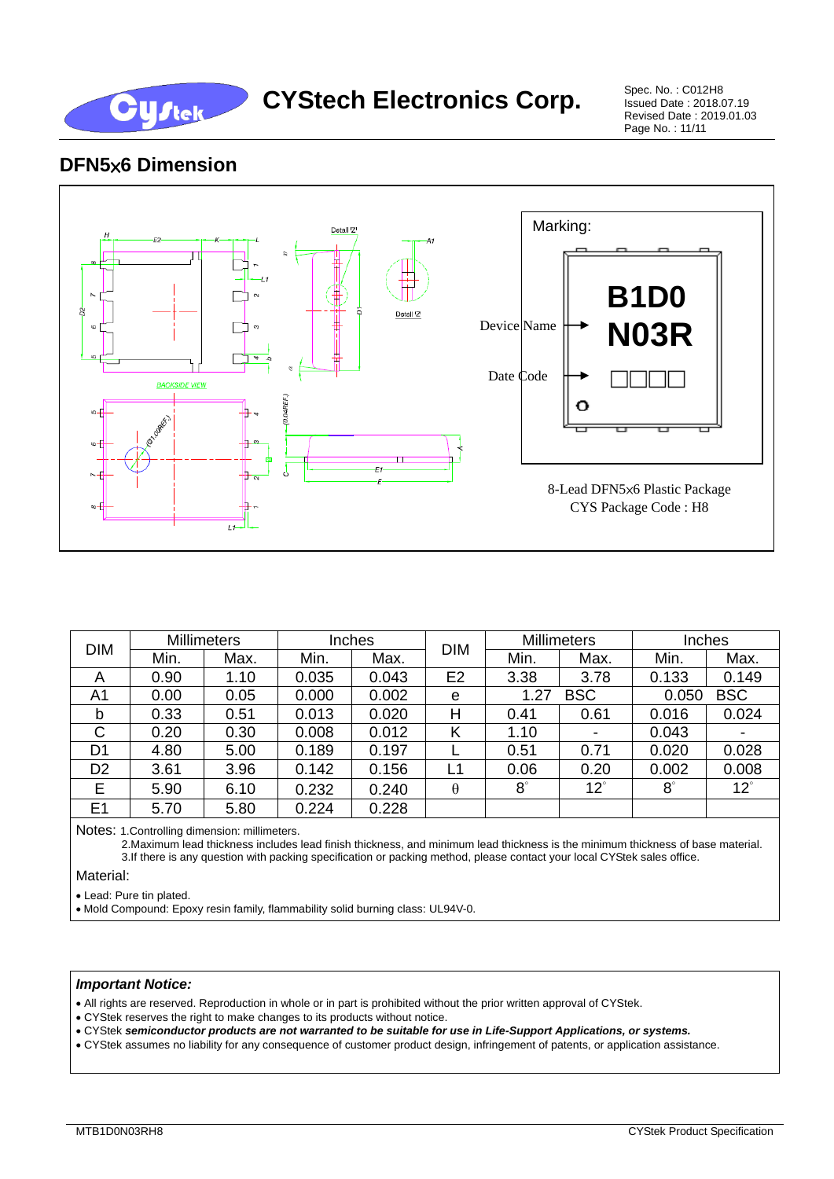## DFN5x6 Dimension

Marking:

Device Name

B1D0
N03R

Date Code

8-Lead DFN5x6 Plastic Package
CYS Package Code : H8

| DIM | Millimeters | | Inches | | DIM | Millimeters | | Inches | |
|---|---|---|---|---|---|---|---|---|---|
| | Min. | Max. | Min. | Max. | | Min. | Max. | Min. | Max. |
| A | 0.90 | 1.10 | 0.035 | 0.043 | E2 | 3.38 | 3.78 | 0.133 | 0.149 |
| A1 | 0.00 | 0.05 | 0.000 | 0.002 | e | 1.27 | BSC | 0.050 | BSC |
| b | 0.33 | 0.51 | 0.013 | 0.020 | H | 0.41 | 0.61 | 0.016 | 0.024 |
| C | 0.20 | 0.30 | 0.008 | 0.012 | K | 1.10 | - | 0.043 | - |
| D1 | 4.80 | 5.00 | 0.189 | 0.197 | L | 0.51 | 0.71 | 0.020 | 0.028 |
| D2 | 3.61 | 3.96 | 0.142 | 0.156 | L1 | 0.06 | 0.20 | 0.002 | 0.008 |
| E | 5.90 | 6.10 | 0.232 | 0.240 | $\theta$ | $8^{\circ}$ | $12^{\circ}$ | $8^{\circ}$ | $12^{\circ}$ |
| E1 | 5.70 | 5.80 | 0.224 | 0.228 | | | | | |

Notes: 1.Controlling dimension: millimeters.
2.Maximum lead thickness includes lead finish thickness, and minimum lead thickness is the minimum thickness of base material.
3.If there is any question with packing specification or packing method, please contact your local CYStek sales office.

Material:

- Lead: Pure tin plated.
- Mold Compound: Epoxy resin family, flammability solid burning class: UL94V-0.

***Important Notice:***

- All rights are reserved. Reproduction in whole or in part is prohibited without the prior written approval of CYStek.
- CYStek reserves the right to make changes to its products without notice.
- CYStek ***semiconductor products are not warranted to be suitable for use in Life-Support Applications, or systems.***
- CYStek assumes no liability for any consequence of customer product design, infringement of patents, or application assistance.